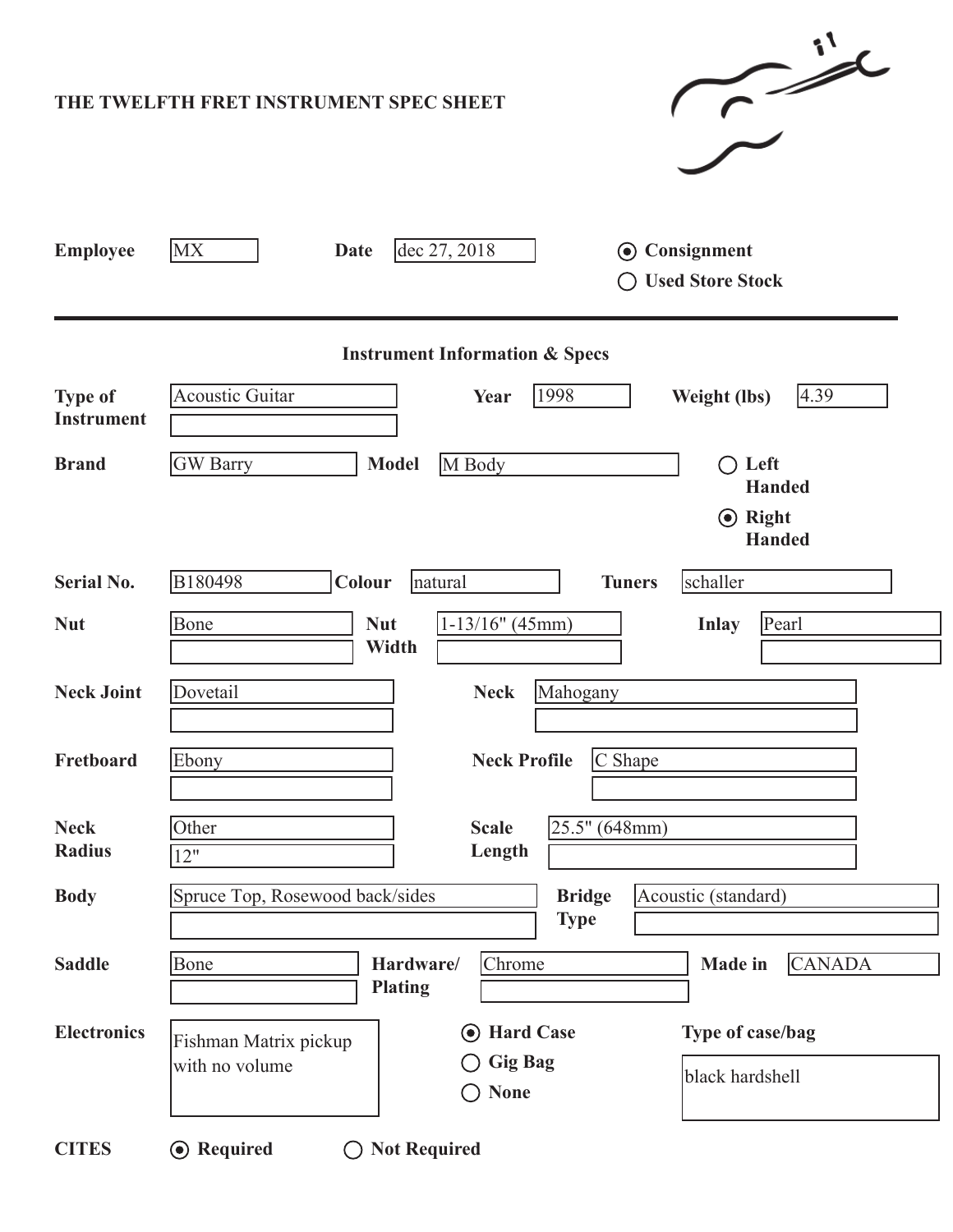# THE TWELFTH FRET INSTRUMENT SPEC SHEET

**Employee** MX **Date** dec 27, 2018

- (●) **Consignment**
- ( ) **Used Store Stock**

---

## Instrument Information & Specs

| Field | Value | Field | Value | Field | Value |
|---|---|---|---|---|---|
| **Type of Instrument** | Acoustic Guitar | **Year** | 1998 | **Weight (lbs)** | 4.39 |
| **Brand** | GW Barry | **Model** | M Body | | ( ) **Left Handed** / (●) **Right Handed** |
| **Serial No.** | B180498 | **Colour** | natural | **Tuners** | schaller |
| **Nut** | Bone | **Nut Width** | 1-13/16" (45mm) | **Inlay** | Pearl |
| **Neck Joint** | Dovetail | **Neck** | Mahogany | | |
| **Fretboard** | Ebony | **Neck Profile** | C Shape | | |
| **Neck Radius** | Other / 12" | **Scale Length** | 25.5" (648mm) | | |
| **Body** | Spruce Top, Rosewood back/sides | **Bridge Type** | Acoustic (standard) | | |
| **Saddle** | Bone | **Hardware/ Plating** | Chrome | **Made in** | CANADA |

**Electronics** Fishman Matrix pickup with no volume

- (●) **Hard Case**
- ( ) **Gig Bag**
- ( ) **None**

**Type of case/bag** black hardshell

**CITES** (●) **Required** ( ) **Not Required**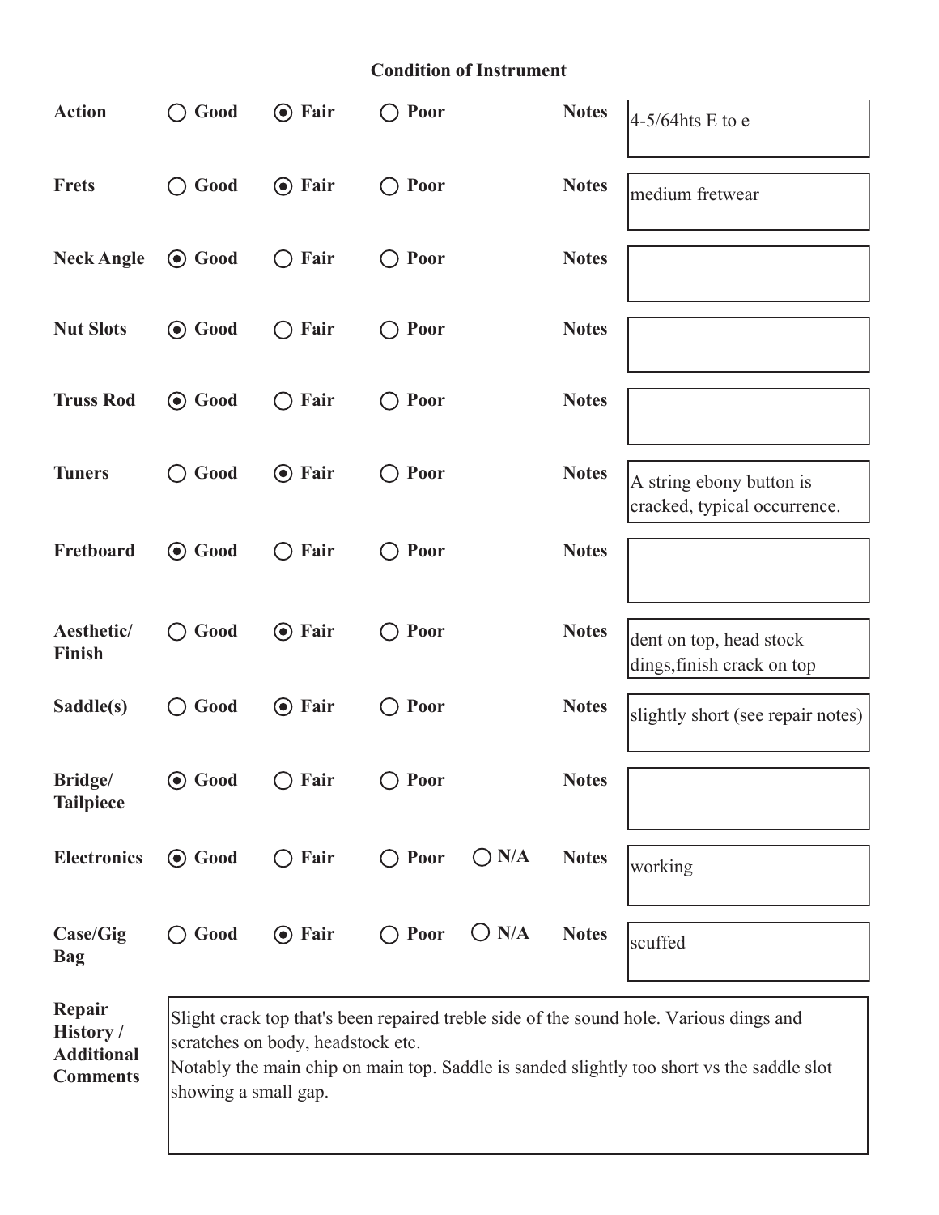## Condition of Instrument

| | Good | Fair | Poor | N/A | Notes |
|---|---|---|---|---|---|
| **Action** | ○ | ◉ | ○ | | 4-5/64hts E to e |
| **Frets** | ○ | ◉ | ○ | | medium fretwear |
| **Neck Angle** | ◉ | ○ | ○ | | |
| **Nut Slots** | ◉ | ○ | ○ | | |
| **Truss Rod** | ◉ | ○ | ○ | | |
| **Tuners** | ○ | ◉ | ○ | | A string ebony button is cracked, typical occurrence. |
| **Fretboard** | ◉ | ○ | ○ | | |
| **Aesthetic/ Finish** | ○ | ◉ | ○ | | dent on top, head stock dings,finish crack on top |
| **Saddle(s)** | ○ | ◉ | ○ | | slightly short (see repair notes) |
| **Bridge/ Tailpiece** | ◉ | ○ | ○ | | |
| **Electronics** | ◉ | ○ | ○ | ○ | working |
| **Case/Gig Bag** | ○ | ◉ | ○ | ○ | scuffed |

**Repair History / Additional Comments**

Slight crack top that's been repaired treble side of the sound hole. Various dings and scratches on body, headstock etc.
Notably the main chip on main top. Saddle is sanded slightly too short vs the saddle slot showing a small gap.